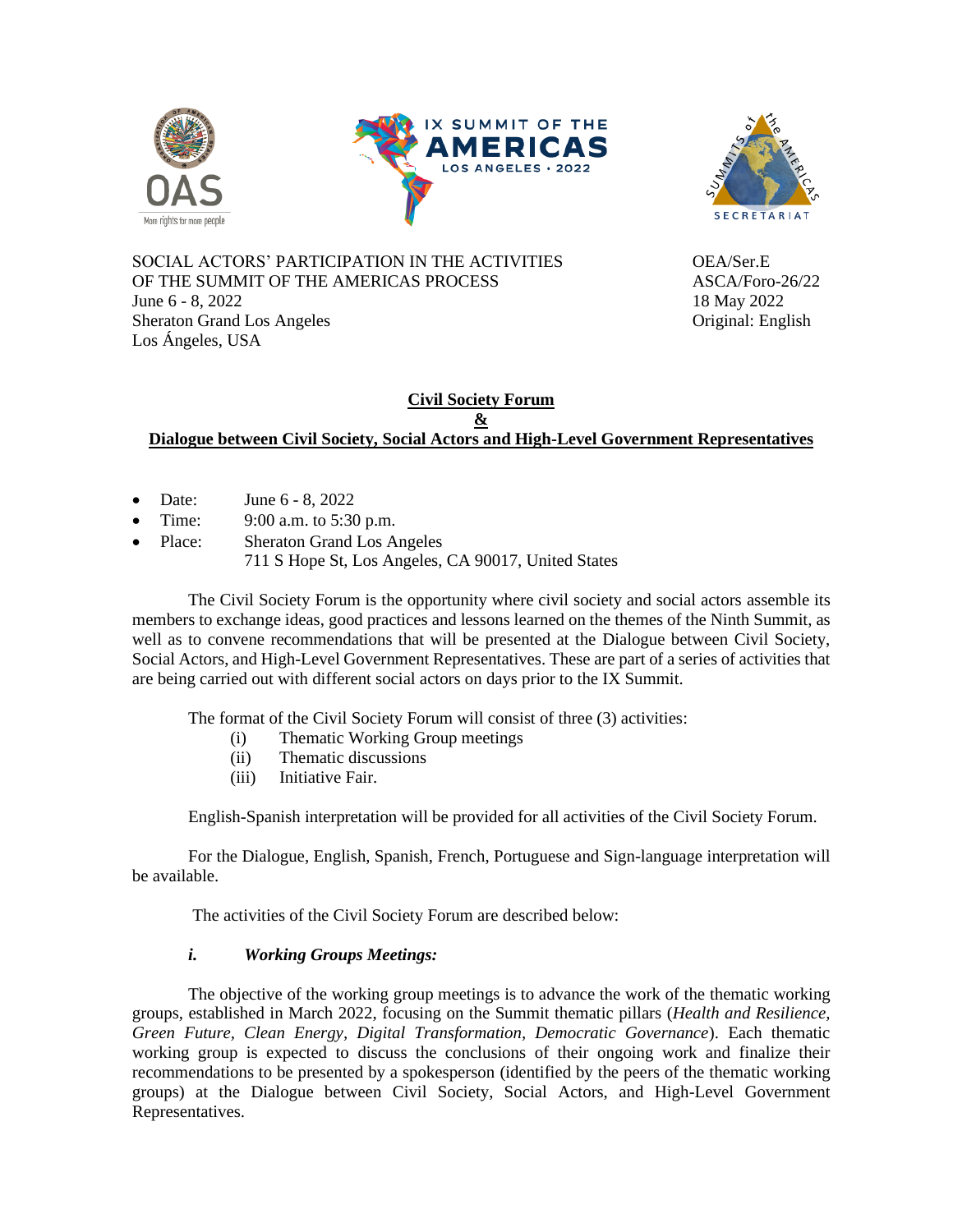SOCIAL ACTORS' PARTICIPATION IN THE ACTIVITIES OF THE SUMMIT OF THE AMERICAS PROCESS
June 6 - 8, 2022
Sheraton Grand Los Angeles
Los Ángeles, USA

OEA/Ser.E
ASCA/Foro-26/22
18 May 2022
Original: English

## Civil Society Forum & Dialogue between Civil Society, Social Actors and High-Level Government Representatives

- Date: June 6 - 8, 2022
- Time: 9:00 a.m. to 5:30 p.m.
- Place: Sheraton Grand Los Angeles
  711 S Hope St, Los Angeles, CA 90017, United States

The Civil Society Forum is the opportunity where civil society and social actors assemble its members to exchange ideas, good practices and lessons learned on the themes of the Ninth Summit, as well as to convene recommendations that will be presented at the Dialogue between Civil Society, Social Actors, and High-Level Government Representatives. These are part of a series of activities that are being carried out with different social actors on days prior to the IX Summit.

The format of the Civil Society Forum will consist of three (3) activities:

(i) Thematic Working Group meetings
(ii) Thematic discussions
(iii) Initiative Fair.

English-Spanish interpretation will be provided for all activities of the Civil Society Forum.

For the Dialogue, English, Spanish, French, Portuguese and Sign-language interpretation will be available.

The activities of the Civil Society Forum are described below:

### *i. Working Groups Meetings:*

The objective of the working group meetings is to advance the work of the thematic working groups, established in March 2022, focusing on the Summit thematic pillars (*Health and Resilience, Green Future, Clean Energy, Digital Transformation, Democratic Governance*). Each thematic working group is expected to discuss the conclusions of their ongoing work and finalize their recommendations to be presented by a spokesperson (identified by the peers of the thematic working groups) at the Dialogue between Civil Society, Social Actors, and High-Level Government Representatives.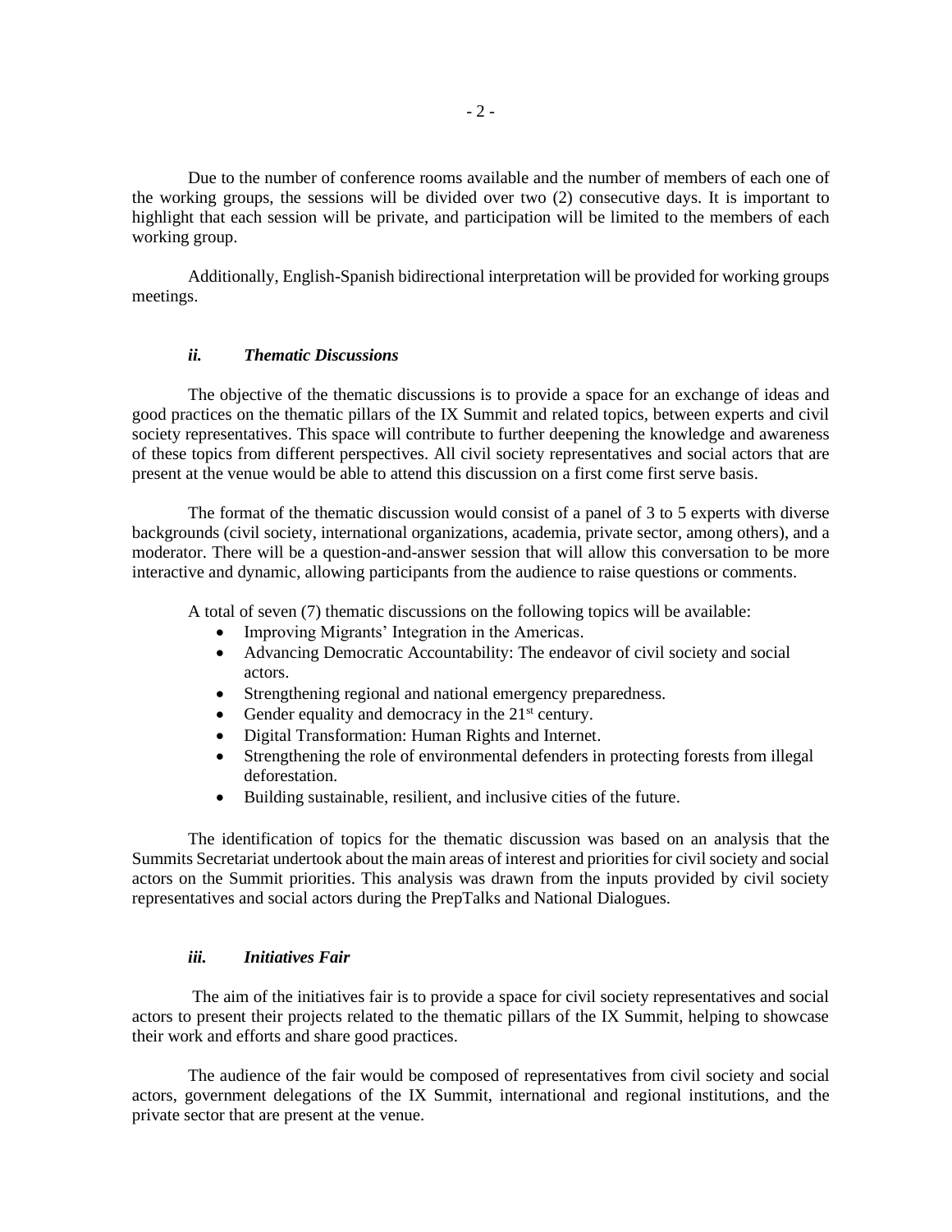Due to the number of conference rooms available and the number of members of each one of the working groups, the sessions will be divided over two (2) consecutive days. It is important to highlight that each session will be private, and participation will be limited to the members of each working group.

Additionally, English-Spanish bidirectional interpretation will be provided for working groups meetings.

### *ii. Thematic Discussions*

The objective of the thematic discussions is to provide a space for an exchange of ideas and good practices on the thematic pillars of the IX Summit and related topics, between experts and civil society representatives. This space will contribute to further deepening the knowledge and awareness of these topics from different perspectives. All civil society representatives and social actors that are present at the venue would be able to attend this discussion on a first come first serve basis.

The format of the thematic discussion would consist of a panel of 3 to 5 experts with diverse backgrounds (civil society, international organizations, academia, private sector, among others), and a moderator. There will be a question-and-answer session that will allow this conversation to be more interactive and dynamic, allowing participants from the audience to raise questions or comments.

A total of seven (7) thematic discussions on the following topics will be available:

- Improving Migrants' Integration in the Americas.
- Advancing Democratic Accountability: The endeavor of civil society and social actors.
- Strengthening regional and national emergency preparedness.
- Gender equality and democracy in the 21st century.
- Digital Transformation: Human Rights and Internet.
- Strengthening the role of environmental defenders in protecting forests from illegal deforestation.
- Building sustainable, resilient, and inclusive cities of the future.

The identification of topics for the thematic discussion was based on an analysis that the Summits Secretariat undertook about the main areas of interest and priorities for civil society and social actors on the Summit priorities. This analysis was drawn from the inputs provided by civil society representatives and social actors during the PrepTalks and National Dialogues.

### *iii. Initiatives Fair*

The aim of the initiatives fair is to provide a space for civil society representatives and social actors to present their projects related to the thematic pillars of the IX Summit, helping to showcase their work and efforts and share good practices.

The audience of the fair would be composed of representatives from civil society and social actors, government delegations of the IX Summit, international and regional institutions, and the private sector that are present at the venue.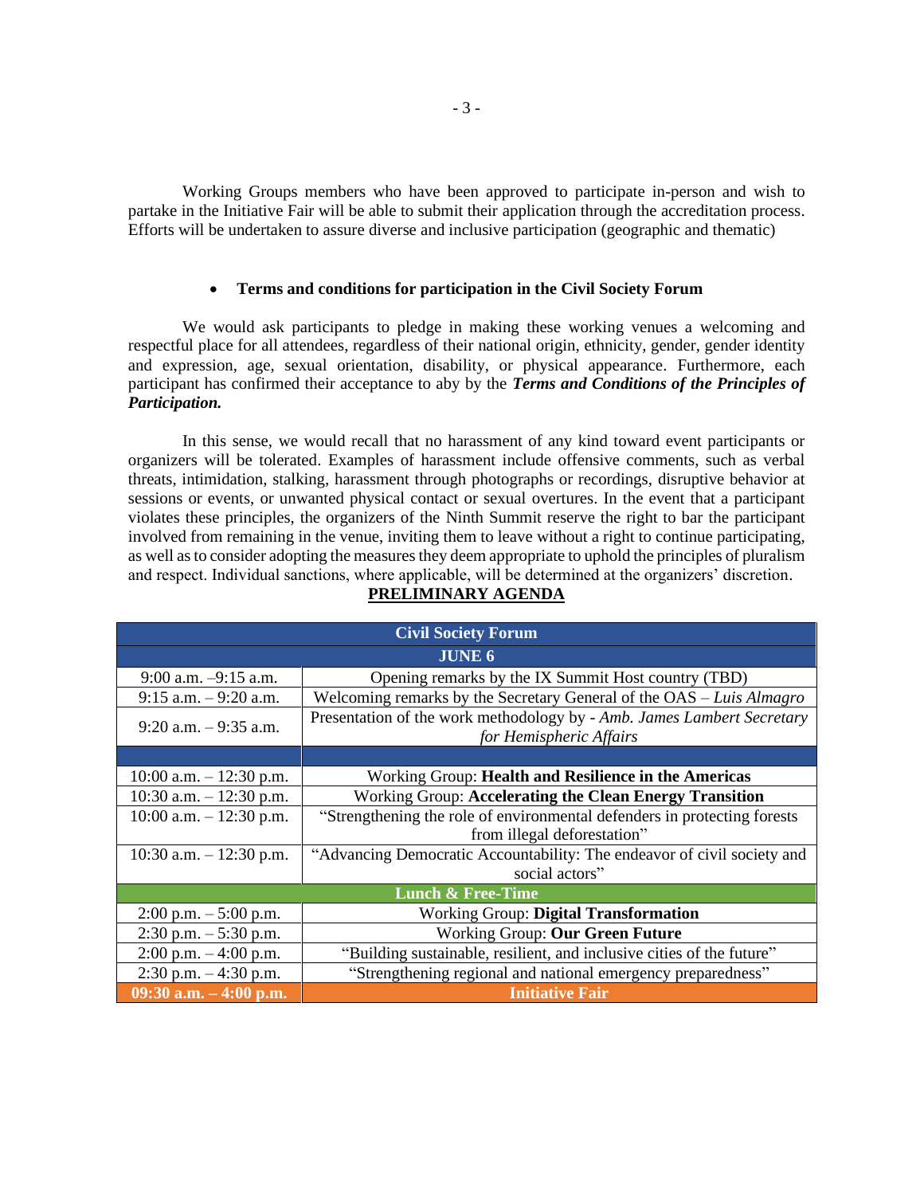Working Groups members who have been approved to participate in-person and wish to partake in the Initiative Fair will be able to submit their application through the accreditation process. Efforts will be undertaken to assure diverse and inclusive participation (geographic and thematic)

- **Terms and conditions for participation in the Civil Society Forum**

We would ask participants to pledge in making these working venues a welcoming and respectful place for all attendees, regardless of their national origin, ethnicity, gender, gender identity and expression, age, sexual orientation, disability, or physical appearance. Furthermore, each participant has confirmed their acceptance to aby by the ***Terms and Conditions of the Principles of Participation.***

In this sense, we would recall that no harassment of any kind toward event participants or organizers will be tolerated. Examples of harassment include offensive comments, such as verbal threats, intimidation, stalking, harassment through photographs or recordings, disruptive behavior at sessions or events, or unwanted physical contact or sexual overtures. In the event that a participant violates these principles, the organizers of the Ninth Summit reserve the right to bar the participant involved from remaining in the venue, inviting them to leave without a right to continue participating, as well as to consider adopting the measures they deem appropriate to uphold the principles of pluralism and respect. Individual sanctions, where applicable, will be determined at the organizers' discretion.

**PRELIMINARY AGENDA**

| **Civil Society Forum** | |
|---|---|
| **JUNE 6** | |
| 9:00 a.m. –9:15 a.m. | Opening remarks by the IX Summit Host country (TBD) |
| 9:15 a.m. – 9:20 a.m. | Welcoming remarks by the Secretary General of the OAS – *Luis Almagro* |
| 9:20 a.m. – 9:35 a.m. | Presentation of the work methodology by - *Amb. James Lambert Secretary for Hemispheric Affairs* |
| | |
| 10:00 a.m. – 12:30 p.m. | Working Group: **Health and Resilience in the Americas** |
| 10:30 a.m. – 12:30 p.m. | Working Group: **Accelerating the Clean Energy Transition** |
| 10:00 a.m. – 12:30 p.m. | "Strengthening the role of environmental defenders in protecting forests from illegal deforestation" |
| 10:30 a.m. – 12:30 p.m. | "Advancing Democratic Accountability: The endeavor of civil society and social actors" |
| **Lunch & Free-Time** | |
| 2:00 p.m. – 5:00 p.m. | Working Group: **Digital Transformation** |
| 2:30 p.m. – 5:30 p.m. | Working Group: **Our Green Future** |
| 2:00 p.m. – 4:00 p.m. | "Building sustainable, resilient, and inclusive cities of the future" |
| 2:30 p.m. – 4:30 p.m. | "Strengthening regional and national emergency preparedness" |
| **09:30 a.m. – 4:00 p.m.** | **Initiative Fair** |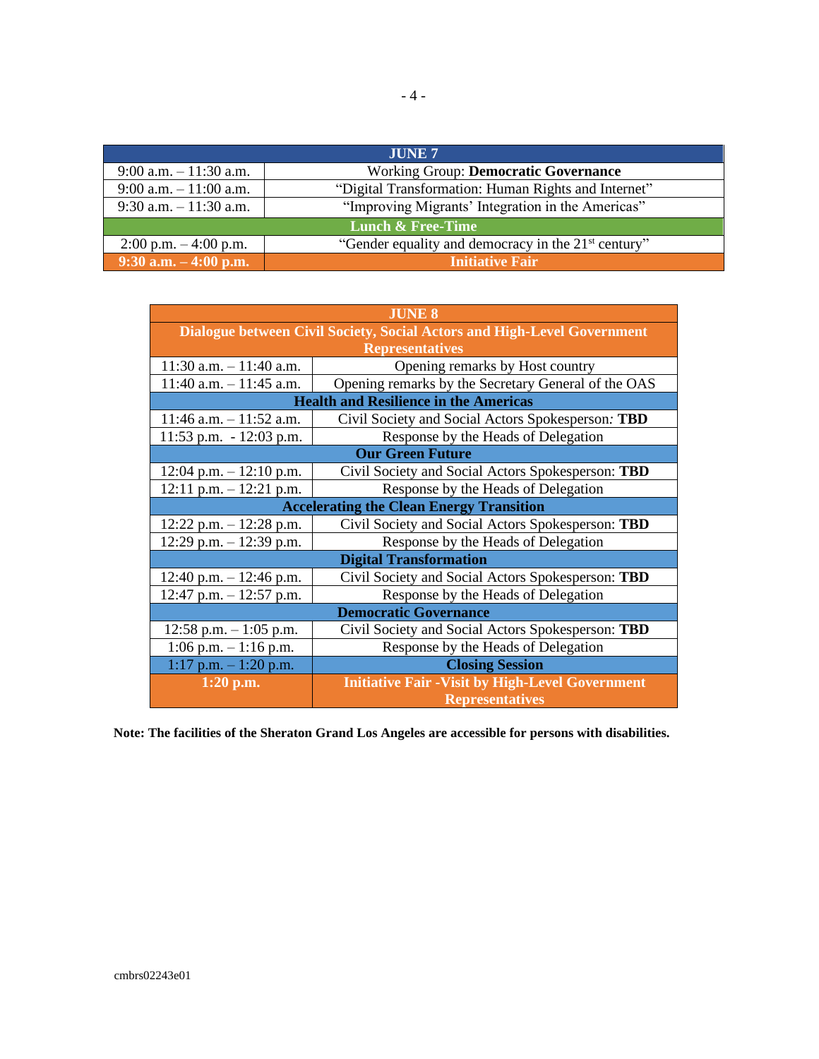| JUNE 7 | |
|---|---|
| 9:00 a.m. – 11:30 a.m. | Working Group: **Democratic Governance** |
| 9:00 a.m. – 11:00 a.m. | "Digital Transformation: Human Rights and Internet" |
| 9:30 a.m. – 11:30 a.m. | "Improving Migrants' Integration in the Americas" |
| **Lunch & Free-Time** | |
| 2:00 p.m. – 4:00 p.m. | "Gender equality and democracy in the 21st century" |
| **9:30 a.m. – 4:00 p.m.** | **Initiative Fair** |

| JUNE 8 | |
|---|---|
| **Dialogue between Civil Society, Social Actors and High-Level Government Representatives** | |
| 11:30 a.m. – 11:40 a.m. | Opening remarks by Host country |
| 11:40 a.m. – 11:45 a.m. | Opening remarks by the Secretary General of the OAS |
| **Health and Resilience in the Americas** | |
| 11:46 a.m. – 11:52 a.m. | Civil Society and Social Actors Spokesperson*:* **TBD** |
| 11:53 p.m. - 12:03 p.m. | Response by the Heads of Delegation |
| **Our Green Future** | |
| 12:04 p.m. – 12:10 p.m. | Civil Society and Social Actors Spokesperson: **TBD** |
| 12:11 p.m. – 12:21 p.m. | Response by the Heads of Delegation |
| **Accelerating the Clean Energy Transition** | |
| 12:22 p.m. – 12:28 p.m. | Civil Society and Social Actors Spokesperson: **TBD** |
| 12:29 p.m. – 12:39 p.m. | Response by the Heads of Delegation |
| **Digital Transformation** | |
| 12:40 p.m. – 12:46 p.m. | Civil Society and Social Actors Spokesperson: **TBD** |
| 12:47 p.m. – 12:57 p.m. | Response by the Heads of Delegation |
| **Democratic Governance** | |
| 12:58 p.m. – 1:05 p.m. | Civil Society and Social Actors Spokesperson: **TBD** |
| 1:06 p.m. – 1:16 p.m. | Response by the Heads of Delegation |
| 1:17 p.m. – 1:20 p.m. | **Closing Session** |
| **1:20 p.m.** | **Initiative Fair -Visit by High-Level Government Representatives** |

**Note: The facilities of the Sheraton Grand Los Angeles are accessible for persons with disabilities.**

cmbrs02243e01